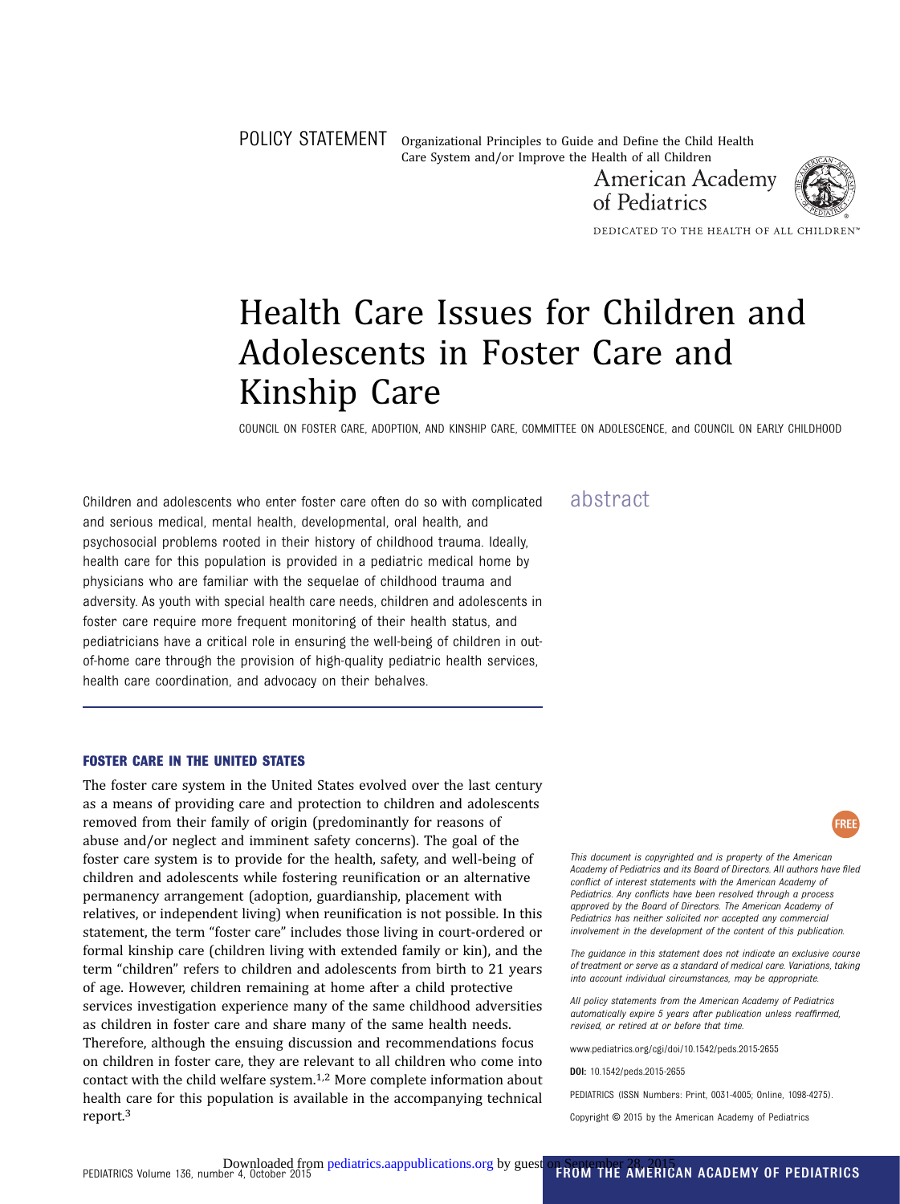POLICY STATEMENT Organizational Principles to Guide and Define the Child Health Care System and/or Improve the Health of all Children

American Academy of Pediatrics

DEDICATED TO THE HEALTH OF ALL CHILDREN™

# Health Care Issues for Children and Adolescents in Foster Care and Kinship Care

COUNCIL ON FOSTER CARE, ADOPTION, AND KINSHIP CARE, COMMITTEE ON ADOLESCENCE, and COUNCIL ON EARLY CHILDHOOD

## abstract

Children and adolescents who enter foster care often do so with complicated and serious medical, mental health, developmental, oral health, and psychosocial problems rooted in their history of childhood trauma. Ideally, health care for this population is provided in a pediatric medical home by physicians who are familiar with the sequelae of childhood trauma and adversity. As youth with special health care needs, children and adolescents in foster care require more frequent monitoring of their health status, and pediatricians have a critical role in ensuring the well-being of children in out-of-home care through the provision of high-quality pediatric health services, health care coordination, and advocacy on their behalves.

### FOSTER CARE IN THE UNITED STATES

The foster care system in the United States evolved over the last century as a means of providing care and protection to children and adolescents removed from their family of origin (predominantly for reasons of abuse and/or neglect and imminent safety concerns). The goal of the foster care system is to provide for the health, safety, and well-being of children and adolescents while fostering reunification or an alternative permanency arrangement (adoption, guardianship, placement with relatives, or independent living) when reunification is not possible. In this statement, the term "foster care" includes those living in court-ordered or formal kinship care (children living with extended family or kin), and the term "children" refers to children and adolescents from birth to 21 years of age. However, children remaining at home after a child protective services investigation experience many of the same childhood adversities as children in foster care and share many of the same health needs. Therefore, although the ensuing discussion and recommendations focus on children in foster care, they are relevant to all children who come into contact with the child welfare system.[1,2] More complete information about health care for this population is available in the accompanying technical report.[3]

FREE

*This document is copyrighted and is property of the American Academy of Pediatrics and its Board of Directors. All authors have filed conflict of interest statements with the American Academy of Pediatrics. Any conflicts have been resolved through a process approved by the Board of Directors. The American Academy of Pediatrics has neither solicited nor accepted any commercial involvement in the development of the content of this publication.*

*The guidance in this statement does not indicate an exclusive course of treatment or serve as a standard of medical care. Variations, taking into account individual circumstances, may be appropriate.*

*All policy statements from the American Academy of Pediatrics automatically expire 5 years after publication unless reaffirmed, revised, or retired at or before that time.*

www.pediatrics.org/cgi/doi/10.1542/peds.2015-2655

**DOI:** 10.1542/peds.2015-2655

PEDIATRICS (ISSN Numbers: Print, 0031-4005; Online, 1098-4275).

Copyright © 2015 by the American Academy of Pediatrics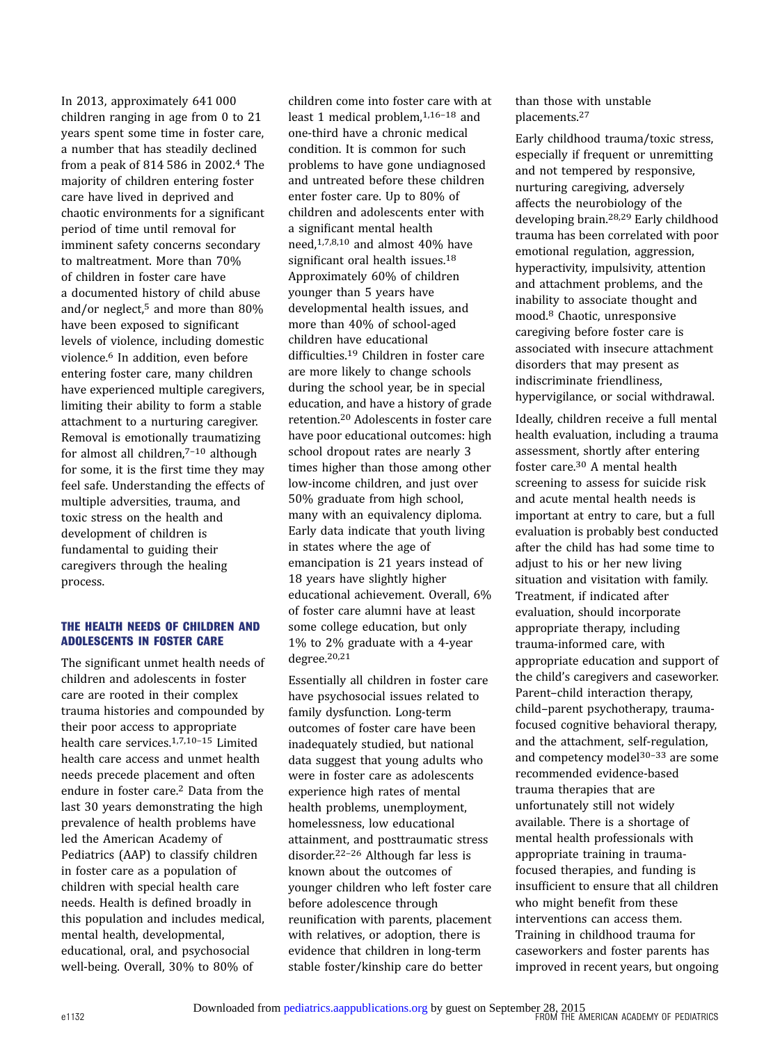In 2013, approximately 641 000 children ranging in age from 0 to 21 years spent some time in foster care, a number that has steadily declined from a peak of 814 586 in 2002.[4] The majority of children entering foster care have lived in deprived and chaotic environments for a significant period of time until removal for imminent safety concerns secondary to maltreatment. More than 70% of children in foster care have a documented history of child abuse and/or neglect,[5] and more than 80% have been exposed to significant levels of violence, including domestic violence.[6] In addition, even before entering foster care, many children have experienced multiple caregivers, limiting their ability to form a stable attachment to a nurturing caregiver. Removal is emotionally traumatizing for almost all children,[7–10] although for some, it is the first time they may feel safe. Understanding the effects of multiple adversities, trauma, and toxic stress on the health and development of children is fundamental to guiding their caregivers through the healing process.

## THE HEALTH NEEDS OF CHILDREN AND ADOLESCENTS IN FOSTER CARE

The significant unmet health needs of children and adolescents in foster care are rooted in their complex trauma histories and compounded by their poor access to appropriate health care services.[1,7,10–15] Limited health care access and unmet health needs precede placement and often endure in foster care.[2] Data from the last 30 years demonstrating the high prevalence of health problems have led the American Academy of Pediatrics (AAP) to classify children in foster care as a population of children with special health care needs. Health is defined broadly in this population and includes medical, mental health, developmental, educational, oral, and psychosocial well-being. Overall, 30% to 80% of children come into foster care with at least 1 medical problem,[1,16–18] and one-third have a chronic medical condition. It is common for such problems to have gone undiagnosed and untreated before these children enter foster care. Up to 80% of children and adolescents enter with a significant mental health need,[1,7,8,10] and almost 40% have significant oral health issues.[18] Approximately 60% of children younger than 5 years have developmental health issues, and more than 40% of school-aged children have educational difficulties.[19] Children in foster care are more likely to change schools during the school year, be in special education, and have a history of grade retention.[20] Adolescents in foster care have poor educational outcomes: high school dropout rates are nearly 3 times higher than those among other low-income children, and just over 50% graduate from high school, many with an equivalency diploma. Early data indicate that youth living in states where the age of emancipation is 21 years instead of 18 years have slightly higher educational achievement. Overall, 6% of foster care alumni have at least some college education, but only 1% to 2% graduate with a 4-year degree.[20,21]

Essentially all children in foster care have psychosocial issues related to family dysfunction. Long-term outcomes of foster care have been inadequately studied, but national data suggest that young adults who were in foster care as adolescents experience high rates of mental health problems, unemployment, homelessness, low educational attainment, and posttraumatic stress disorder.[22–26] Although far less is known about the outcomes of younger children who left foster care before adolescence through reunification with parents, placement with relatives, or adoption, there is evidence that children in long-term stable foster/kinship care do better than those with unstable placements.[27]

Early childhood trauma/toxic stress, especially if frequent or unremitting and not tempered by responsive, nurturing caregiving, adversely affects the neurobiology of the developing brain.[28,29] Early childhood trauma has been correlated with poor emotional regulation, aggression, hyperactivity, impulsivity, attention and attachment problems, and the inability to associate thought and mood.[8] Chaotic, unresponsive caregiving before foster care is associated with insecure attachment disorders that may present as indiscriminate friendliness, hypervigilance, or social withdrawal.

Ideally, children receive a full mental health evaluation, including a trauma assessment, shortly after entering foster care.[30] A mental health screening to assess for suicide risk and acute mental health needs is important at entry to care, but a full evaluation is probably best conducted after the child has had some time to adjust to his or her new living situation and visitation with family. Treatment, if indicated after evaluation, should incorporate appropriate therapy, including trauma-informed care, with appropriate education and support of the child's caregivers and caseworker. Parent–child interaction therapy, child–parent psychotherapy, trauma-focused cognitive behavioral therapy, and the attachment, self-regulation, and competency model[30–33] are some recommended evidence-based trauma therapies that are unfortunately still not widely available. There is a shortage of mental health professionals with appropriate training in trauma-focused therapies, and funding is insufficient to ensure that all children who might benefit from these interventions can access them. Training in childhood trauma for caseworkers and foster parents has improved in recent years, but ongoing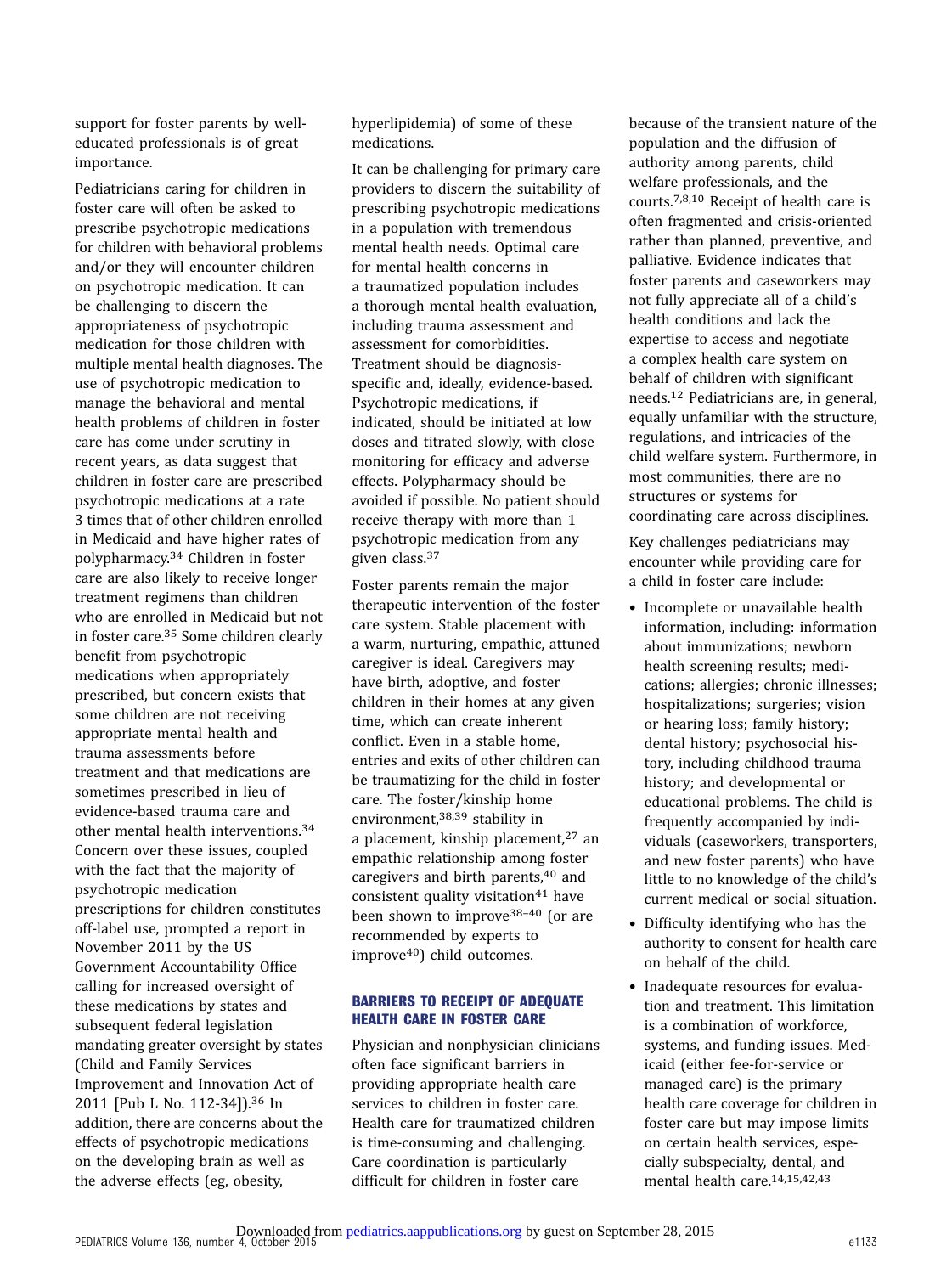support for foster parents by well-educated professionals is of great importance.

Pediatricians caring for children in foster care will often be asked to prescribe psychotropic medications for children with behavioral problems and/or they will encounter children on psychotropic medication. It can be challenging to discern the appropriateness of psychotropic medication for those children with multiple mental health diagnoses. The use of psychotropic medication to manage the behavioral and mental health problems of children in foster care has come under scrutiny in recent years, as data suggest that children in foster care are prescribed psychotropic medications at a rate 3 times that of other children enrolled in Medicaid and have higher rates of polypharmacy.[34] Children in foster care are also likely to receive longer treatment regimens than children who are enrolled in Medicaid but not in foster care.[35] Some children clearly benefit from psychotropic medications when appropriately prescribed, but concern exists that some children are not receiving appropriate mental health and trauma assessments before treatment and that medications are sometimes prescribed in lieu of evidence-based trauma care and other mental health interventions.[34] Concern over these issues, coupled with the fact that the majority of psychotropic medication prescriptions for children constitutes off-label use, prompted a report in November 2011 by the US Government Accountability Office calling for increased oversight of these medications by states and subsequent federal legislation mandating greater oversight by states (Child and Family Services Improvement and Innovation Act of 2011 [Pub L No. 112-34]).[36] In addition, there are concerns about the effects of psychotropic medications on the developing brain as well as the adverse effects (eg, obesity, hyperlipidemia) of some of these medications.

It can be challenging for primary care providers to discern the suitability of prescribing psychotropic medications in a population with tremendous mental health needs. Optimal care for mental health concerns in a traumatized population includes a thorough mental health evaluation, including trauma assessment and assessment for comorbidities. Treatment should be diagnosis-specific and, ideally, evidence-based. Psychotropic medications, if indicated, should be initiated at low doses and titrated slowly, with close monitoring for efficacy and adverse effects. Polypharmacy should be avoided if possible. No patient should receive therapy with more than 1 psychotropic medication from any given class.[37]

Foster parents remain the major therapeutic intervention of the foster care system. Stable placement with a warm, nurturing, empathic, attuned caregiver is ideal. Caregivers may have birth, adoptive, and foster children in their homes at any given time, which can create inherent conflict. Even in a stable home, entries and exits of other children can be traumatizing for the child in foster care. The foster/kinship home environment,[38,39] stability in a placement, kinship placement,[27] an empathic relationship among foster caregivers and birth parents,[40] and consistent quality visitation[41] have been shown to improve[38–40] (or are recommended by experts to improve[40]) child outcomes.

## BARRIERS TO RECEIPT OF ADEQUATE HEALTH CARE IN FOSTER CARE

Physician and nonphysician clinicians often face significant barriers in providing appropriate health care services to children in foster care. Health care for traumatized children is time-consuming and challenging. Care coordination is particularly difficult for children in foster care because of the transient nature of the population and the diffusion of authority among parents, child welfare professionals, and the courts.[7,8,10] Receipt of health care is often fragmented and crisis-oriented rather than planned, preventive, and palliative. Evidence indicates that foster parents and caseworkers may not fully appreciate all of a child's health conditions and lack the expertise to access and negotiate a complex health care system on behalf of children with significant needs.[12] Pediatricians are, in general, equally unfamiliar with the structure, regulations, and intricacies of the child welfare system. Furthermore, in most communities, there are no structures or systems for coordinating care across disciplines.

Key challenges pediatricians may encounter while providing care for a child in foster care include:

- Incomplete or unavailable health information, including: information about immunizations; newborn health screening results; medications; allergies; chronic illnesses; hospitalizations; surgeries; vision or hearing loss; family history; dental history; psychosocial history, including childhood trauma history; and developmental or educational problems. The child is frequently accompanied by individuals (caseworkers, transporters, and new foster parents) who have little to no knowledge of the child's current medical or social situation.
- Difficulty identifying who has the authority to consent for health care on behalf of the child.
- Inadequate resources for evaluation and treatment. This limitation is a combination of workforce, systems, and funding issues. Medicaid (either fee-for-service or managed care) is the primary health care coverage for children in foster care but may impose limits on certain health services, especially subspecialty, dental, and mental health care.[14,15,42,43]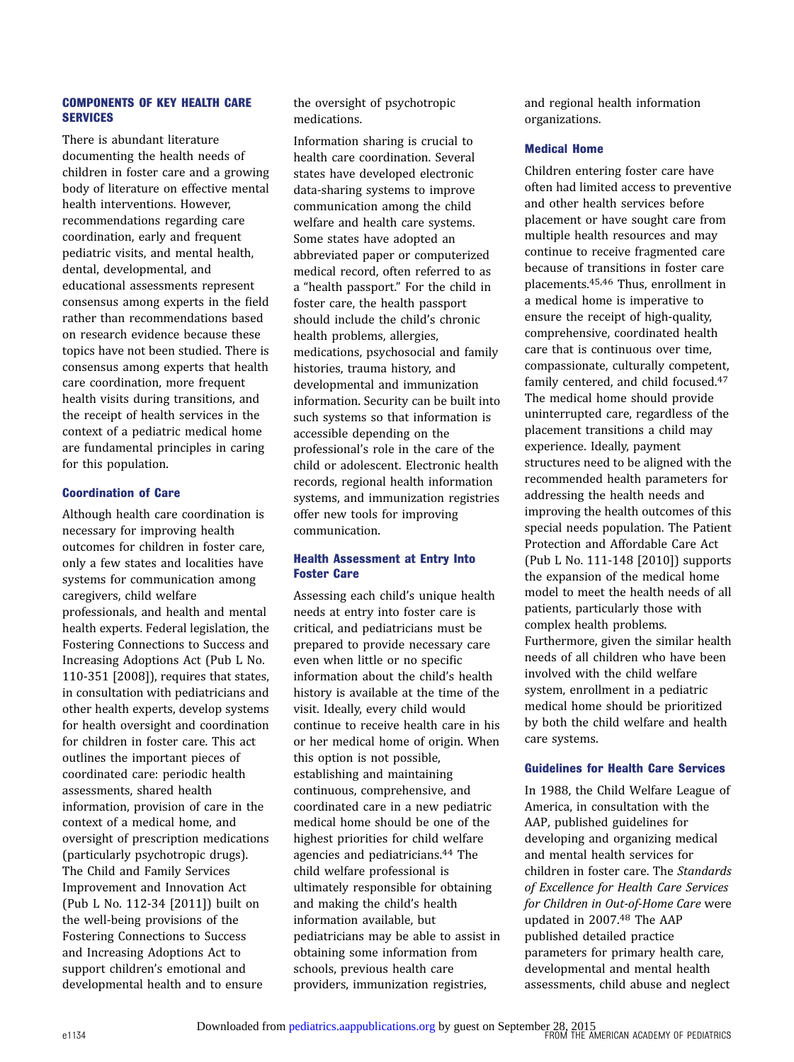## COMPONENTS OF KEY HEALTH CARE SERVICES

There is abundant literature documenting the health needs of children in foster care and a growing body of literature on effective mental health interventions. However, recommendations regarding care coordination, early and frequent pediatric visits, and mental health, dental, developmental, and educational assessments represent consensus among experts in the field rather than recommendations based on research evidence because these topics have not been studied. There is consensus among experts that health care coordination, more frequent health visits during transitions, and the receipt of health services in the context of a pediatric medical home are fundamental principles in caring for this population.

### Coordination of Care

Although health care coordination is necessary for improving health outcomes for children in foster care, only a few states and localities have systems for communication among caregivers, child welfare professionals, and health and mental health experts. Federal legislation, the Fostering Connections to Success and Increasing Adoptions Act (Pub L No. 110-351 [2008]), requires that states, in consultation with pediatricians and other health experts, develop systems for health oversight and coordination for children in foster care. This act outlines the important pieces of coordinated care: periodic health assessments, shared health information, provision of care in the context of a medical home, and oversight of prescription medications (particularly psychotropic drugs). The Child and Family Services Improvement and Innovation Act (Pub L No. 112-34 [2011]) built on the well-being provisions of the Fostering Connections to Success and Increasing Adoptions Act to support children's emotional and developmental health and to ensure the oversight of psychotropic medications.

Information sharing is crucial to health care coordination. Several states have developed electronic data-sharing systems to improve communication among the child welfare and health care systems. Some states have adopted an abbreviated paper or computerized medical record, often referred to as a "health passport." For the child in foster care, the health passport should include the child's chronic health problems, allergies, medications, psychosocial and family histories, trauma history, and developmental and immunization information. Security can be built into such systems so that information is accessible depending on the professional's role in the care of the child or adolescent. Electronic health records, regional health information systems, and immunization registries offer new tools for improving communication.

### Health Assessment at Entry Into Foster Care

Assessing each child's unique health needs at entry into foster care is critical, and pediatricians must be prepared to provide necessary care even when little or no specific information about the child's health history is available at the time of the visit. Ideally, every child would continue to receive health care in his or her medical home of origin. When this option is not possible, establishing and maintaining continuous, comprehensive, and coordinated care in a new pediatric medical home should be one of the highest priorities for child welfare agencies and pediatricians.[44] The child welfare professional is ultimately responsible for obtaining and making the child's health information available, but pediatricians may be able to assist in obtaining some information from schools, previous health care providers, immunization registries, and regional health information organizations.

### Medical Home

Children entering foster care have often had limited access to preventive and other health services before placement or have sought care from multiple health resources and may continue to receive fragmented care because of transitions in foster care placements.[45,46] Thus, enrollment in a medical home is imperative to ensure the receipt of high-quality, comprehensive, coordinated health care that is continuous over time, compassionate, culturally competent, family centered, and child focused.[47] The medical home should provide uninterrupted care, regardless of the placement transitions a child may experience. Ideally, payment structures need to be aligned with the recommended health parameters for addressing the health needs and improving the health outcomes of this special needs population. The Patient Protection and Affordable Care Act (Pub L No. 111-148 [2010]) supports the expansion of the medical home model to meet the health needs of all patients, particularly those with complex health problems. Furthermore, given the similar health needs of all children who have been involved with the child welfare system, enrollment in a pediatric medical home should be prioritized by both the child welfare and health care systems.

### Guidelines for Health Care Services

In 1988, the Child Welfare League of America, in consultation with the AAP, published guidelines for developing and organizing medical and mental health services for children in foster care. The *Standards of Excellence for Health Care Services for Children in Out-of-Home Care* were updated in 2007.[48] The AAP published detailed practice parameters for primary health care, developmental and mental health assessments, child abuse and neglect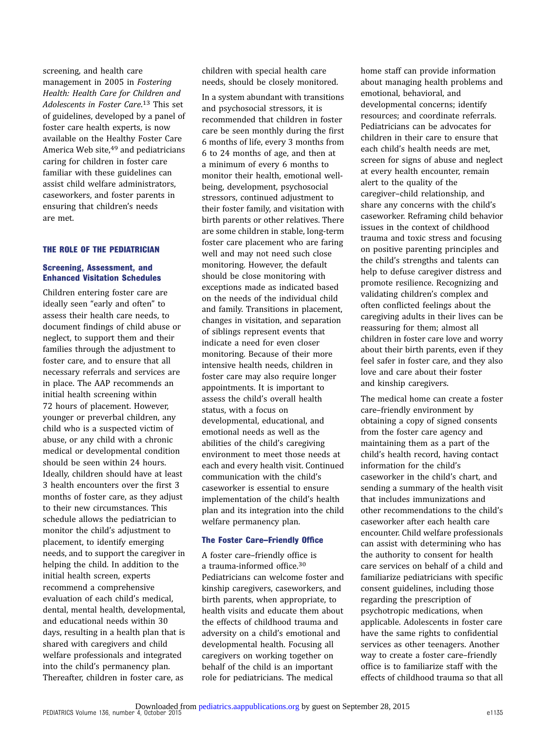screening, and health care management in 2005 in *Fostering Health: Health Care for Children and Adolescents in Foster Care*.[13] This set of guidelines, developed by a panel of foster care health experts, is now available on the Healthy Foster Care America Web site,[49] and pediatricians caring for children in foster care familiar with these guidelines can assist child welfare administrators, caseworkers, and foster parents in ensuring that children's needs are met.

## THE ROLE OF THE PEDIATRICIAN

### Screening, Assessment, and Enhanced Visitation Schedules

Children entering foster care are ideally seen "early and often" to assess their health care needs, to document findings of child abuse or neglect, to support them and their families through the adjustment to foster care, and to ensure that all necessary referrals and services are in place. The AAP recommends an initial health screening within 72 hours of placement. However, younger or preverbal children, any child who is a suspected victim of abuse, or any child with a chronic medical or developmental condition should be seen within 24 hours. Ideally, children should have at least 3 health encounters over the first 3 months of foster care, as they adjust to their new circumstances. This schedule allows the pediatrician to monitor the child's adjustment to placement, to identify emerging needs, and to support the caregiver in helping the child. In addition to the initial health screen, experts recommend a comprehensive evaluation of each child's medical, dental, mental health, developmental, and educational needs within 30 days, resulting in a health plan that is shared with caregivers and child welfare professionals and integrated into the child's permanency plan. Thereafter, children in foster care, as children with special health care needs, should be closely monitored.

In a system abundant with transitions and psychosocial stressors, it is recommended that children in foster care be seen monthly during the first 6 months of life, every 3 months from 6 to 24 months of age, and then at a minimum of every 6 months to monitor their health, emotional well-being, development, psychosocial stressors, continued adjustment to their foster family, and visitation with birth parents or other relatives. There are some children in stable, long-term foster care placement who are faring well and may not need such close monitoring. However, the default should be close monitoring with exceptions made as indicated based on the needs of the individual child and family. Transitions in placement, changes in visitation, and separation of siblings represent events that indicate a need for even closer monitoring. Because of their more intensive health needs, children in foster care may also require longer appointments. It is important to assess the child's overall health status, with a focus on developmental, educational, and emotional needs as well as the abilities of the child's caregiving environment to meet those needs at each and every health visit. Continued communication with the child's caseworker is essential to ensure implementation of the child's health plan and its integration into the child welfare permanency plan.

### The Foster Care–Friendly Office

A foster care–friendly office is a trauma-informed office.[30] Pediatricians can welcome foster and kinship caregivers, caseworkers, and birth parents, when appropriate, to health visits and educate them about the effects of childhood trauma and adversity on a child's emotional and developmental health. Focusing all caregivers on working together on behalf of the child is an important role for pediatricians. The medical home staff can provide information about managing health problems and emotional, behavioral, and developmental concerns; identify resources; and coordinate referrals. Pediatricians can be advocates for children in their care to ensure that each child's health needs are met, screen for signs of abuse and neglect at every health encounter, remain alert to the quality of the caregiver–child relationship, and share any concerns with the child's caseworker. Reframing child behavior issues in the context of childhood trauma and toxic stress and focusing on positive parenting principles and the child's strengths and talents can help to defuse caregiver distress and promote resilience. Recognizing and validating children's complex and often conflicted feelings about the caregiving adults in their lives can be reassuring for them; almost all children in foster care love and worry about their birth parents, even if they feel safer in foster care, and they also love and care about their foster and kinship caregivers.

The medical home can create a foster care–friendly environment by obtaining a copy of signed consents from the foster care agency and maintaining them as a part of the child's health record, having contact information for the child's caseworker in the child's chart, and sending a summary of the health visit that includes immunizations and other recommendations to the child's caseworker after each health care encounter. Child welfare professionals can assist with determining who has the authority to consent for health care services on behalf of a child and familiarize pediatricians with specific consent guidelines, including those regarding the prescription of psychotropic medications, when applicable. Adolescents in foster care have the same rights to confidential services as other teenagers. Another way to create a foster care–friendly office is to familiarize staff with the effects of childhood trauma so that all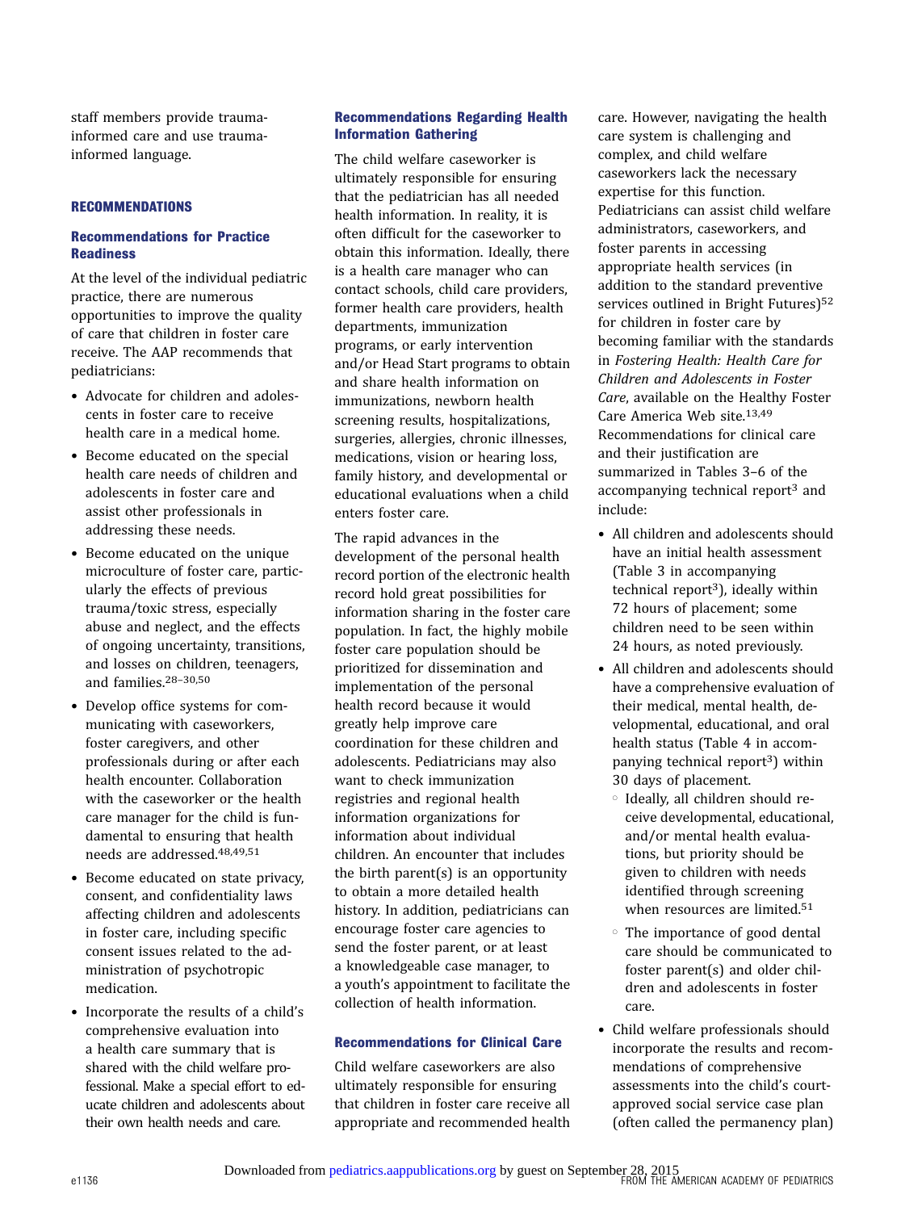staff members provide trauma-informed care and use trauma-informed language.

## RECOMMENDATIONS

### Recommendations for Practice Readiness

At the level of the individual pediatric practice, there are numerous opportunities to improve the quality of care that children in foster care receive. The AAP recommends that pediatricians:

- Advocate for children and adolescents in foster care to receive health care in a medical home.
- Become educated on the special health care needs of children and adolescents in foster care and assist other professionals in addressing these needs.
- Become educated on the unique microculture of foster care, particularly the effects of previous trauma/toxic stress, especially abuse and neglect, and the effects of ongoing uncertainty, transitions, and losses on children, teenagers, and families.[28–30,50]
- Develop office systems for communicating with caseworkers, foster caregivers, and other professionals during or after each health encounter. Collaboration with the caseworker or the health care manager for the child is fundamental to ensuring that health needs are addressed.[48,49,51]
- Become educated on state privacy, consent, and confidentiality laws affecting children and adolescents in foster care, including specific consent issues related to the administration of psychotropic medication.
- Incorporate the results of a child's comprehensive evaluation into a health care summary that is shared with the child welfare professional. Make a special effort to educate children and adolescents about their own health needs and care.

### Recommendations Regarding Health Information Gathering

The child welfare caseworker is ultimately responsible for ensuring that the pediatrician has all needed health information. In reality, it is often difficult for the caseworker to obtain this information. Ideally, there is a health care manager who can contact schools, child care providers, former health care providers, health departments, immunization programs, or early intervention and/or Head Start programs to obtain and share health information on immunizations, newborn health screening results, hospitalizations, surgeries, allergies, chronic illnesses, medications, vision or hearing loss, family history, and developmental or educational evaluations when a child enters foster care.

The rapid advances in the development of the personal health record portion of the electronic health record hold great possibilities for information sharing in the foster care population. In fact, the highly mobile foster care population should be prioritized for dissemination and implementation of the personal health record because it would greatly help improve care coordination for these children and adolescents. Pediatricians may also want to check immunization registries and regional health information organizations for information about individual children. An encounter that includes the birth parent(s) is an opportunity to obtain a more detailed health history. In addition, pediatricians can encourage foster care agencies to send the foster parent, or at least a knowledgeable case manager, to a youth's appointment to facilitate the collection of health information.

### Recommendations for Clinical Care

Child welfare caseworkers are also ultimately responsible for ensuring that children in foster care receive all appropriate and recommended health care. However, navigating the health care system is challenging and complex, and child welfare caseworkers lack the necessary expertise for this function. Pediatricians can assist child welfare administrators, caseworkers, and foster parents in accessing appropriate health services (in addition to the standard preventive services outlined in Bright Futures)[52] for children in foster care by becoming familiar with the standards in *Fostering Health: Health Care for Children and Adolescents in Foster Care*, available on the Healthy Foster Care America Web site.[13,49] Recommendations for clinical care and their justification are summarized in Tables 3–6 of the accompanying technical report[3] and include:

- All children and adolescents should have an initial health assessment (Table 3 in accompanying technical report[3]), ideally within 72 hours of placement; some children need to be seen within 24 hours, as noted previously.
- All children and adolescents should have a comprehensive evaluation of their medical, mental health, developmental, educational, and oral health status (Table 4 in accompanying technical report[3]) within 30 days of placement.
    - Ideally, all children should receive developmental, educational, and/or mental health evaluations, but priority should be given to children with needs identified through screening when resources are limited.[51]
    - The importance of good dental care should be communicated to foster parent(s) and older children and adolescents in foster care.
- Child welfare professionals should incorporate the results and recommendations of comprehensive assessments into the child's court-approved social service case plan (often called the permanency plan)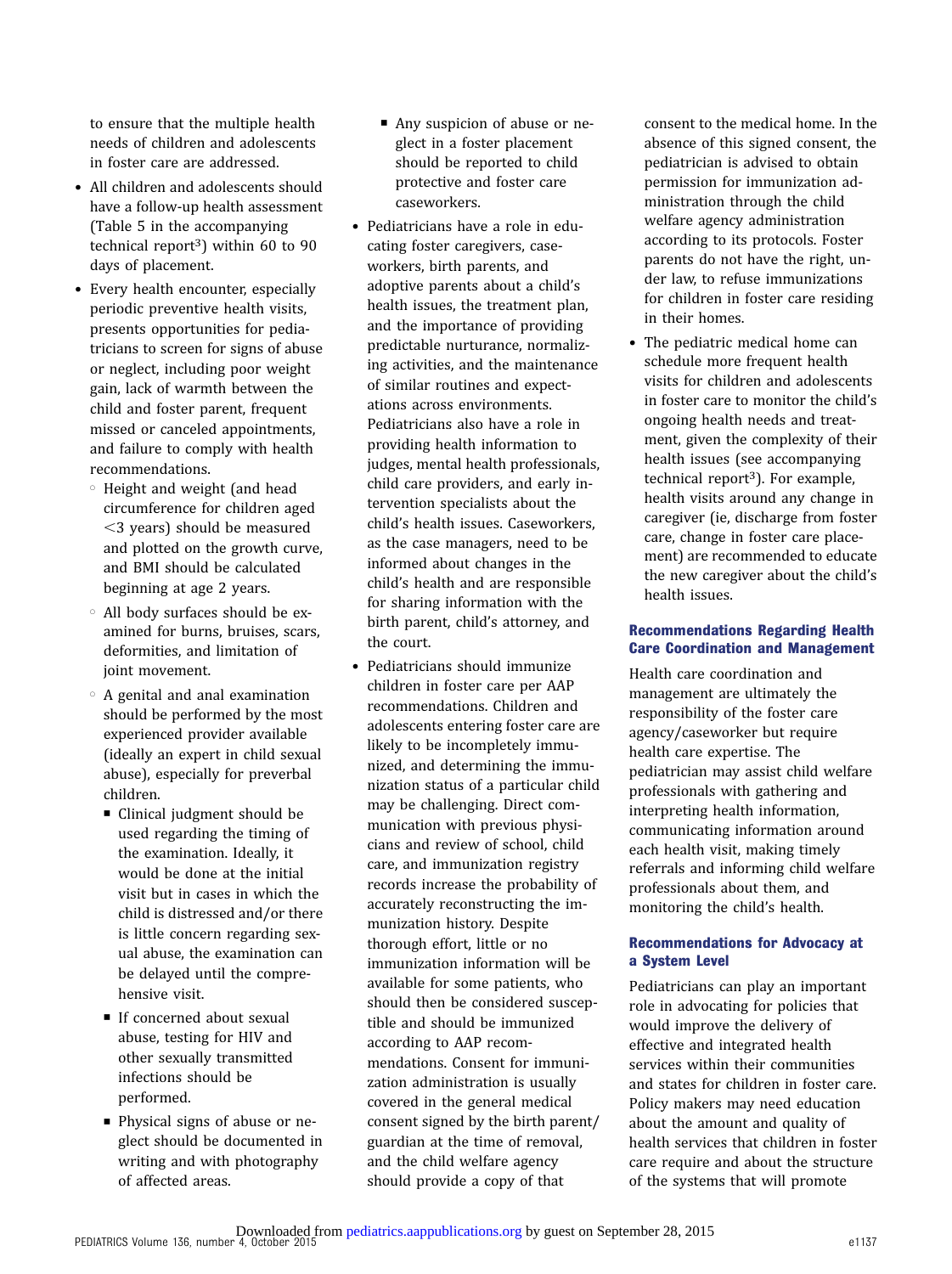to ensure that the multiple health needs of children and adolescents in foster care are addressed.

- All children and adolescents should have a follow-up health assessment (Table 5 in the accompanying technical report[3]) within 60 to 90 days of placement.
- Every health encounter, especially periodic preventive health visits, presents opportunities for pediatricians to screen for signs of abuse or neglect, including poor weight gain, lack of warmth between the child and foster parent, frequent missed or canceled appointments, and failure to comply with health recommendations.
  - Height and weight (and head circumference for children aged <3 years) should be measured and plotted on the growth curve, and BMI should be calculated beginning at age 2 years.
  - All body surfaces should be examined for burns, bruises, scars, deformities, and limitation of joint movement.
  - A genital and anal examination should be performed by the most experienced provider available (ideally an expert in child sexual abuse), especially for preverbal children.
    - Clinical judgment should be used regarding the timing of the examination. Ideally, it would be done at the initial visit but in cases in which the child is distressed and/or there is little concern regarding sexual abuse, the examination can be delayed until the comprehensive visit.
    - If concerned about sexual abuse, testing for HIV and other sexually transmitted infections should be performed.
    - Physical signs of abuse or neglect should be documented in writing and with photography of affected areas.
    - Any suspicion of abuse or neglect in a foster placement should be reported to child protective and foster care caseworkers.
- Pediatricians have a role in educating foster caregivers, caseworkers, birth parents, and adoptive parents about a child's health issues, the treatment plan, and the importance of providing predictable nurturance, normalizing activities, and the maintenance of similar routines and expectations across environments. Pediatricians also have a role in providing health information to judges, mental health professionals, child care providers, and early intervention specialists about the child's health issues. Caseworkers, as the case managers, need to be informed about changes in the child's health and are responsible for sharing information with the birth parent, child's attorney, and the court.
- Pediatricians should immunize children in foster care per AAP recommendations. Children and adolescents entering foster care are likely to be incompletely immunized, and determining the immunization status of a particular child may be challenging. Direct communication with previous physicians and review of school, child care, and immunization registry records increase the probability of accurately reconstructing the immunization history. Despite thorough effort, little or no immunization information will be available for some patients, who should then be considered susceptible and should be immunized according to AAP recommendations. Consent for immunization administration is usually covered in the general medical consent signed by the birth parent/guardian at the time of removal, and the child welfare agency should provide a copy of that consent to the medical home. In the absence of this signed consent, the pediatrician is advised to obtain permission for immunization administration through the child welfare agency administration according to its protocols. Foster parents do not have the right, under law, to refuse immunizations for children in foster care residing in their homes.
- The pediatric medical home can schedule more frequent health visits for children and adolescents in foster care to monitor the child's ongoing health needs and treatment, given the complexity of their health issues (see accompanying technical report[3]). For example, health visits around any change in caregiver (ie, discharge from foster care, change in foster care placement) are recommended to educate the new caregiver about the child's health issues.

### Recommendations Regarding Health Care Coordination and Management

Health care coordination and management are ultimately the responsibility of the foster care agency/caseworker but require health care expertise. The pediatrician may assist child welfare professionals with gathering and interpreting health information, communicating information around each health visit, making timely referrals and informing child welfare professionals about them, and monitoring the child's health.

### Recommendations for Advocacy at a System Level

Pediatricians can play an important role in advocating for policies that would improve the delivery of effective and integrated health services within their communities and states for children in foster care. Policy makers may need education about the amount and quality of health services that children in foster care require and about the structure of the systems that will promote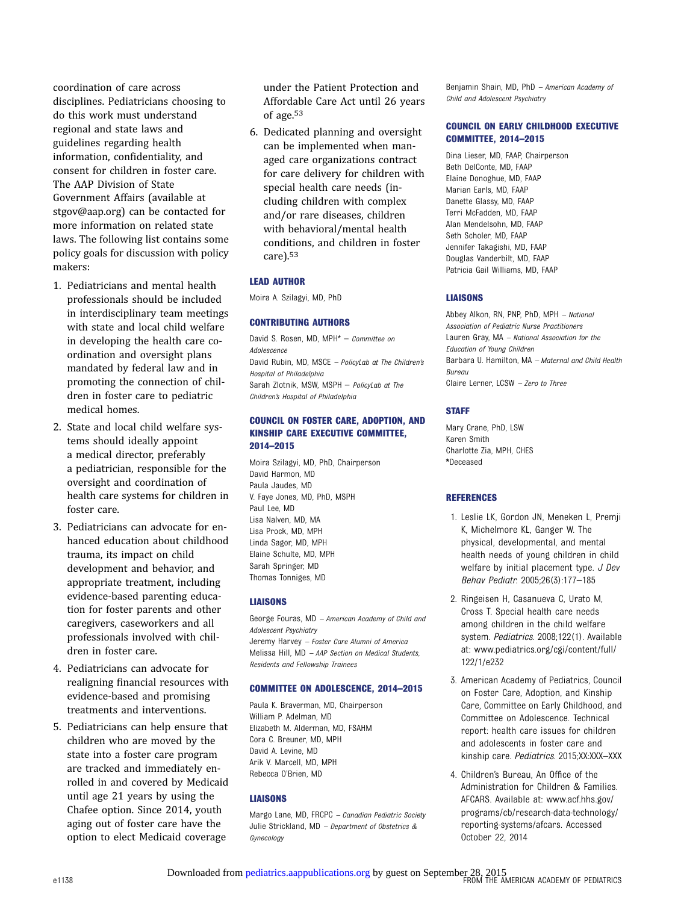coordination of care across disciplines. Pediatricians choosing to do this work must understand regional and state laws and guidelines regarding health information, confidentiality, and consent for children in foster care. The AAP Division of State Government Affairs (available at stgov@aap.org) can be contacted for more information on related state laws. The following list contains some policy goals for discussion with policy makers:

1. Pediatricians and mental health professionals should be included in interdisciplinary team meetings with state and local child welfare in developing the health care coordination and oversight plans mandated by federal law and in promoting the connection of children in foster care to pediatric medical homes.
2. State and local child welfare systems should ideally appoint a medical director, preferably a pediatrician, responsible for the oversight and coordination of health care systems for children in foster care.
3. Pediatricians can advocate for enhanced education about childhood trauma, its impact on child development and behavior, and appropriate treatment, including evidence-based parenting education for foster parents and other caregivers, caseworkers and all professionals involved with children in foster care.
4. Pediatricians can advocate for realigning financial resources with evidence-based and promising treatments and interventions.
5. Pediatricians can help ensure that children who are moved by the state into a foster care program are tracked and immediately enrolled in and covered by Medicaid until age 21 years by using the Chafee option. Since 2014, youth aging out of foster care have the option to elect Medicaid coverage under the Patient Protection and Affordable Care Act until 26 years of age.[53]
6. Dedicated planning and oversight can be implemented when managed care organizations contract for care delivery for children with special health care needs (including children with complex and/or rare diseases, children with behavioral/mental health conditions, and children in foster care).[53]

### LEAD AUTHOR

Moira A. Szilagyi, MD, PhD

### CONTRIBUTING AUTHORS

David S. Rosen, MD, MPH* – *Committee on Adolescence*
David Rubin, MD, MSCE – *PolicyLab at The Children's Hospital of Philadelphia*
Sarah Zlotnik, MSW, MSPH – *PolicyLab at The Children's Hospital of Philadelphia*

### COUNCIL ON FOSTER CARE, ADOPTION, AND KINSHIP CARE EXECUTIVE COMMITTEE, 2014–2015

Moira Szilagyi, MD, PhD, Chairperson
David Harmon, MD
Paula Jaudes, MD
V. Faye Jones, MD, PhD, MSPH
Paul Lee, MD
Lisa Nalven, MD, MA
Lisa Prock, MD, MPH
Linda Sagor, MD, MPH
Elaine Schulte, MD, MPH
Sarah Springer, MD
Thomas Tonniges, MD

### LIAISONS

George Fouras, MD – *American Academy of Child and Adolescent Psychiatry*
Jeremy Harvey – *Foster Care Alumni of America*
Melissa Hill, MD – *AAP Section on Medical Students, Residents and Fellowship Trainees*

### COMMITTEE ON ADOLESCENCE, 2014–2015

Paula K. Braverman, MD, Chairperson
William P. Adelman, MD
Elizabeth M. Alderman, MD, FSAHM
Cora C. Breuner, MD, MPH
David A. Levine, MD
Arik V. Marcell, MD, MPH
Rebecca O'Brien, MD

### LIAISONS

Margo Lane, MD, FRCPC – *Canadian Pediatric Society*
Julie Strickland, MD – *Department of Obstetrics & Gynecology*
Benjamin Shain, MD, PhD – *American Academy of Child and Adolescent Psychiatry*

### COUNCIL ON EARLY CHILDHOOD EXECUTIVE COMMITTEE, 2014–2015

Dina Lieser, MD, FAAP, Chairperson
Beth DelConte, MD, FAAP
Elaine Donoghue, MD, FAAP
Marian Earls, MD, FAAP
Danette Glassy, MD, FAAP
Terri McFadden, MD, FAAP
Alan Mendelsohn, MD, FAAP
Seth Scholer, MD, FAAP
Jennifer Takagishi, MD, FAAP
Douglas Vanderbilt, MD, FAAP
Patricia Gail Williams, MD, FAAP

### LIAISONS

Abbey Alkon, RN, PNP, PhD, MPH – *National Association of Pediatric Nurse Practitioners*
Lauren Gray, MA – *National Association for the Education of Young Children*
Barbara U. Hamilton, MA – *Maternal and Child Health Bureau*
Claire Lerner, LCSW – *Zero to Three*

### STAFF

Mary Crane, PhD, LSW
Karen Smith
Charlotte Zia, MPH, CHES
*Deceased

### REFERENCES

1. Leslie LK, Gordon JN, Meneken L, Premji K, Michelmore KL, Ganger W. The physical, developmental, and mental health needs of young children in child welfare by initial placement type. *J Dev Behav Pediatr*. 2005;26(3):177–185
2. Ringeisen H, Casanueva C, Urato M, Cross T. Special health care needs among children in the child welfare system. *Pediatrics*. 2008;122(1). Available at: www.pediatrics.org/cgi/content/full/122/1/e232
3. American Academy of Pediatrics, Council on Foster Care, Adoption, and Kinship Care, Committee on Early Childhood, and Committee on Adolescence. Technical report: health care issues for children and adolescents in foster care and kinship care. *Pediatrics*. 2015;XX:XXX–XXX
4. Children's Bureau, An Office of the Administration for Children & Families. AFCARS. Available at: www.acf.hhs.gov/programs/cb/research-data-technology/reporting-systems/afcars. Accessed October 22, 2014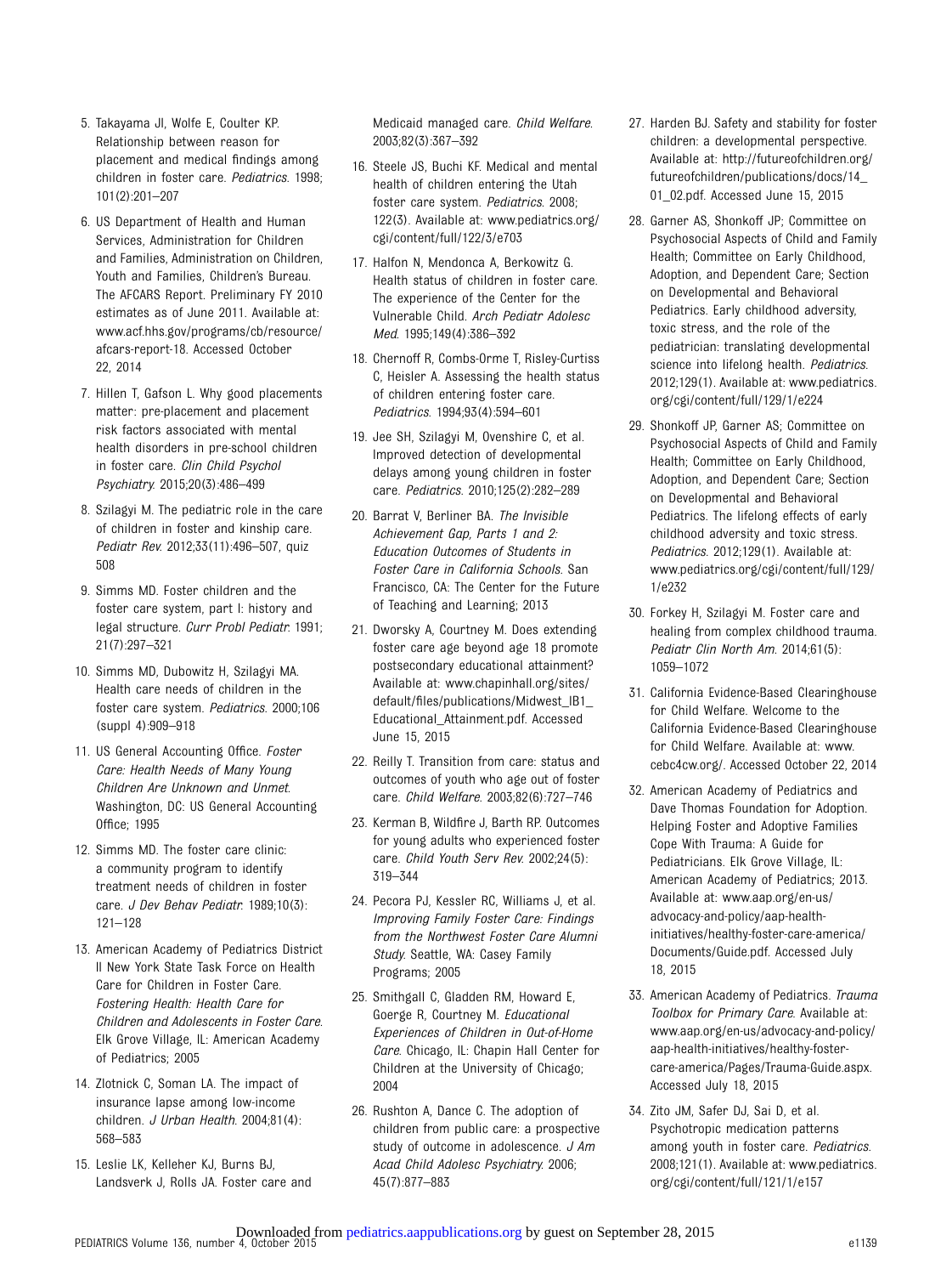5. Takayama JI, Wolfe E, Coulter KP. Relationship between reason for placement and medical findings among children in foster care. *Pediatrics*. 1998; 101(2):201–207

6. US Department of Health and Human Services, Administration for Children and Families, Administration on Children, Youth and Families, Children's Bureau. The AFCARS Report. Preliminary FY 2010 estimates as of June 2011. Available at: www.acf.hhs.gov/programs/cb/resource/afcars-report-18. Accessed October 22, 2014

7. Hillen T, Gafson L. Why good placements matter: pre-placement and placement risk factors associated with mental health disorders in pre-school children in foster care. *Clin Child Psychol Psychiatry*. 2015;20(3):486–499

8. Szilagyi M. The pediatric role in the care of children in foster and kinship care. *Pediatr Rev*. 2012;33(11):496–507, quiz 508

9. Simms MD. Foster children and the foster care system, part I: history and legal structure. *Curr Probl Pediatr*. 1991; 21(7):297–321

10. Simms MD, Dubowitz H, Szilagyi MA. Health care needs of children in the foster care system. *Pediatrics*. 2000;106 (suppl 4):909–918

11. US General Accounting Office. *Foster Care: Health Needs of Many Young Children Are Unknown and Unmet*. Washington, DC: US General Accounting Office; 1995

12. Simms MD. The foster care clinic: a community program to identify treatment needs of children in foster care. *J Dev Behav Pediatr*. 1989;10(3): 121–128

13. American Academy of Pediatrics District II New York State Task Force on Health Care for Children in Foster Care. *Fostering Health: Health Care for Children and Adolescents in Foster Care*. Elk Grove Village, IL: American Academy of Pediatrics; 2005

14. Zlotnick C, Soman LA. The impact of insurance lapse among low-income children. *J Urban Health*. 2004;81(4): 568–583

15. Leslie LK, Kelleher KJ, Burns BJ, Landsverk J, Rolls JA. Foster care and Medicaid managed care. *Child Welfare*. 2003;82(3):367–392

16. Steele JS, Buchi KF. Medical and mental health of children entering the Utah foster care system. *Pediatrics*. 2008; 122(3). Available at: www.pediatrics.org/cgi/content/full/122/3/e703

17. Halfon N, Mendonca A, Berkowitz G. Health status of children in foster care. The experience of the Center for the Vulnerable Child. *Arch Pediatr Adolesc Med*. 1995;149(4):386–392

18. Chernoff R, Combs-Orme T, Risley-Curtiss C, Heisler A. Assessing the health status of children entering foster care. *Pediatrics*. 1994;93(4):594–601

19. Jee SH, Szilagyi M, Ovenshire C, et al. Improved detection of developmental delays among young children in foster care. *Pediatrics*. 2010;125(2):282–289

20. Barrat V, Berliner BA. *The Invisible Achievement Gap, Parts 1 and 2: Education Outcomes of Students in Foster Care in California Schools*. San Francisco, CA: The Center for the Future of Teaching and Learning; 2013

21. Dworsky A, Courtney M. Does extending foster care age beyond age 18 promote postsecondary educational attainment? Available at: www.chapinhall.org/sites/default/files/publications/Midwest_IB1_Educational_Attainment.pdf. Accessed June 15, 2015

22. Reilly T. Transition from care: status and outcomes of youth who age out of foster care. *Child Welfare*. 2003;82(6):727–746

23. Kerman B, Wildfire J, Barth RP. Outcomes for young adults who experienced foster care. *Child Youth Serv Rev*. 2002;24(5): 319–344

24. Pecora PJ, Kessler RC, Williams J, et al. *Improving Family Foster Care: Findings from the Northwest Foster Care Alumni Study*. Seattle, WA: Casey Family Programs; 2005

25. Smithgall C, Gladden RM, Howard E, Goerge R, Courtney M. *Educational Experiences of Children in Out-of-Home Care*. Chicago, IL: Chapin Hall Center for Children at the University of Chicago; 2004

26. Rushton A, Dance C. The adoption of children from public care: a prospective study of outcome in adolescence. *J Am Acad Child Adolesc Psychiatry*. 2006; 45(7):877–883

27. Harden BJ. Safety and stability for foster children: a developmental perspective. Available at: http://futureofchildren.org/futureofchildren/publications/docs/14_01_02.pdf. Accessed June 15, 2015

28. Garner AS, Shonkoff JP; Committee on Psychosocial Aspects of Child and Family Health; Committee on Early Childhood, Adoption, and Dependent Care; Section on Developmental and Behavioral Pediatrics. Early childhood adversity, toxic stress, and the role of the pediatrician: translating developmental science into lifelong health. *Pediatrics*. 2012;129(1). Available at: www.pediatrics.org/cgi/content/full/129/1/e224

29. Shonkoff JP, Garner AS; Committee on Psychosocial Aspects of Child and Family Health; Committee on Early Childhood, Adoption, and Dependent Care; Section on Developmental and Behavioral Pediatrics. The lifelong effects of early childhood adversity and toxic stress. *Pediatrics*. 2012;129(1). Available at: www.pediatrics.org/cgi/content/full/129/1/e232

30. Forkey H, Szilagyi M. Foster care and healing from complex childhood trauma. *Pediatr Clin North Am*. 2014;61(5): 1059–1072

31. California Evidence-Based Clearinghouse for Child Welfare. Welcome to the California Evidence-Based Clearinghouse for Child Welfare. Available at: www.cebc4cw.org/. Accessed October 22, 2014

32. American Academy of Pediatrics and Dave Thomas Foundation for Adoption. Helping Foster and Adoptive Families Cope With Trauma: A Guide for Pediatricians. Elk Grove Village, IL: American Academy of Pediatrics; 2013. Available at: www.aap.org/en-us/advocacy-and-policy/aap-health-initiatives/healthy-foster-care-america/Documents/Guide.pdf. Accessed July 18, 2015

33. American Academy of Pediatrics. *Trauma Toolbox for Primary Care*. Available at: www.aap.org/en-us/advocacy-and-policy/aap-health-initiatives/healthy-foster-care-america/Pages/Trauma-Guide.aspx. Accessed July 18, 2015

34. Zito JM, Safer DJ, Sai D, et al. Psychotropic medication patterns among youth in foster care. *Pediatrics*. 2008;121(1). Available at: www.pediatrics.org/cgi/content/full/121/1/e157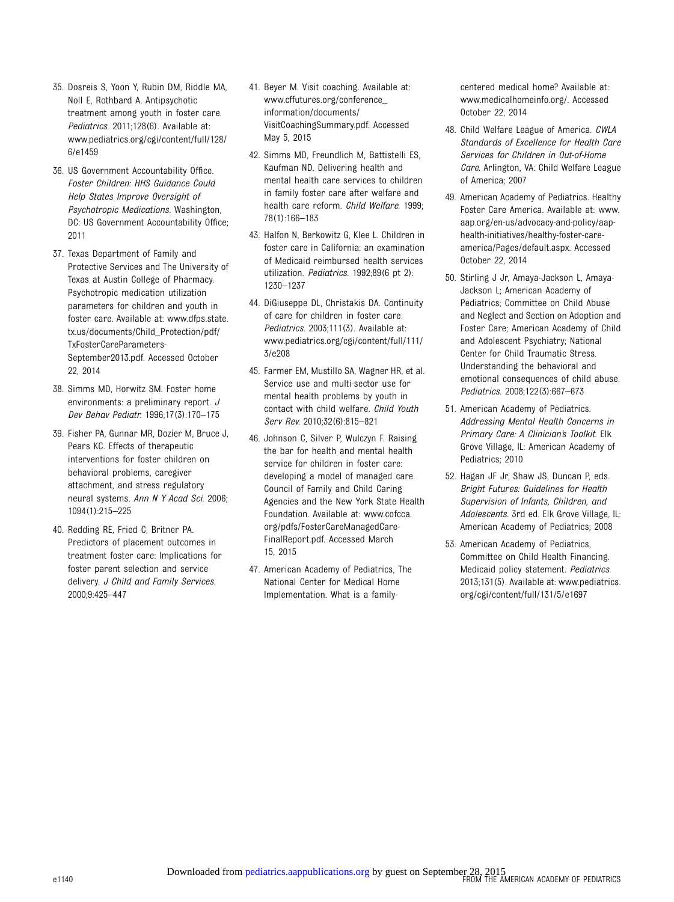35. Dosreis S, Yoon Y, Rubin DM, Riddle MA, Noll E, Rothbard A. Antipsychotic treatment among youth in foster care. *Pediatrics*. 2011;128(6). Available at: www.pediatrics.org/cgi/content/full/128/6/e1459

36. US Government Accountability Office. *Foster Children: HHS Guidance Could Help States Improve Oversight of Psychotropic Medications*. Washington, DC: US Government Accountability Office; 2011

37. Texas Department of Family and Protective Services and The University of Texas at Austin College of Pharmacy. Psychotropic medication utilization parameters for children and youth in foster care. Available at: www.dfps.state.tx.us/documents/Child_Protection/pdf/TxFosterCareParameters-September2013.pdf. Accessed October 22, 2014

38. Simms MD, Horwitz SM. Foster home environments: a preliminary report. *J Dev Behav Pediatr*. 1996;17(3):170–175

39. Fisher PA, Gunnar MR, Dozier M, Bruce J, Pears KC. Effects of therapeutic interventions for foster children on behavioral problems, caregiver attachment, and stress regulatory neural systems. *Ann N Y Acad Sci*. 2006;1094(1):215–225

40. Redding RE, Fried C, Britner PA. Predictors of placement outcomes in treatment foster care: Implications for foster parent selection and service delivery. *J Child and Family Services*. 2000;9:425–447

41. Beyer M. Visit coaching. Available at: www.cffutures.org/conference_information/documents/VisitCoachingSummary.pdf. Accessed May 5, 2015

42. Simms MD, Freundlich M, Battistelli ES, Kaufman ND. Delivering health and mental health care services to children in family foster care after welfare and health care reform. *Child Welfare*. 1999;78(1):166–183

43. Halfon N, Berkowitz G, Klee L. Children in foster care in California: an examination of Medicaid reimbursed health services utilization. *Pediatrics*. 1992;89(6 pt 2):1230–1237

44. DiGiuseppe DL, Christakis DA. Continuity of care for children in foster care. *Pediatrics*. 2003;111(3). Available at: www.pediatrics.org/cgi/content/full/111/3/e208

45. Farmer EM, Mustillo SA, Wagner HR, et al. Service use and multi-sector use for mental health problems by youth in contact with child welfare. *Child Youth Serv Rev*. 2010;32(6):815–821

46. Johnson C, Silver P, Wulczyn F. Raising the bar for health and mental health service for children in foster care: developing a model of managed care. Council of Family and Child Caring Agencies and the New York State Health Foundation. Available at: www.cofcca.org/pdfs/FosterCareManagedCare-FinalReport.pdf. Accessed March 15, 2015

47. American Academy of Pediatrics, The National Center for Medical Home Implementation. What is a family-centered medical home? Available at: www.medicalhomeinfo.org/. Accessed October 22, 2014

48. Child Welfare League of America. *CWLA Standards of Excellence for Health Care Services for Children in Out-of-Home Care*. Arlington, VA: Child Welfare League of America; 2007

49. American Academy of Pediatrics. Healthy Foster Care America. Available at: www.aap.org/en-us/advocacy-and-policy/aap-health-initiatives/healthy-foster-care-america/Pages/default.aspx. Accessed October 22, 2014

50. Stirling J Jr, Amaya-Jackson L, Amaya-Jackson L; American Academy of Pediatrics; Committee on Child Abuse and Neglect and Section on Adoption and Foster Care; American Academy of Child and Adolescent Psychiatry; National Center for Child Traumatic Stress. Understanding the behavioral and emotional consequences of child abuse. *Pediatrics*. 2008;122(3):667–673

51. American Academy of Pediatrics. *Addressing Mental Health Concerns in Primary Care: A Clinician's Toolkit*. Elk Grove Village, IL: American Academy of Pediatrics; 2010

52. Hagan JF Jr, Shaw JS, Duncan P, eds. *Bright Futures: Guidelines for Health Supervision of Infants, Children, and Adolescents*. 3rd ed. Elk Grove Village, IL: American Academy of Pediatrics; 2008

53. American Academy of Pediatrics, Committee on Child Health Financing. Medicaid policy statement. *Pediatrics*. 2013;131(5). Available at: www.pediatrics.org/cgi/content/full/131/5/e1697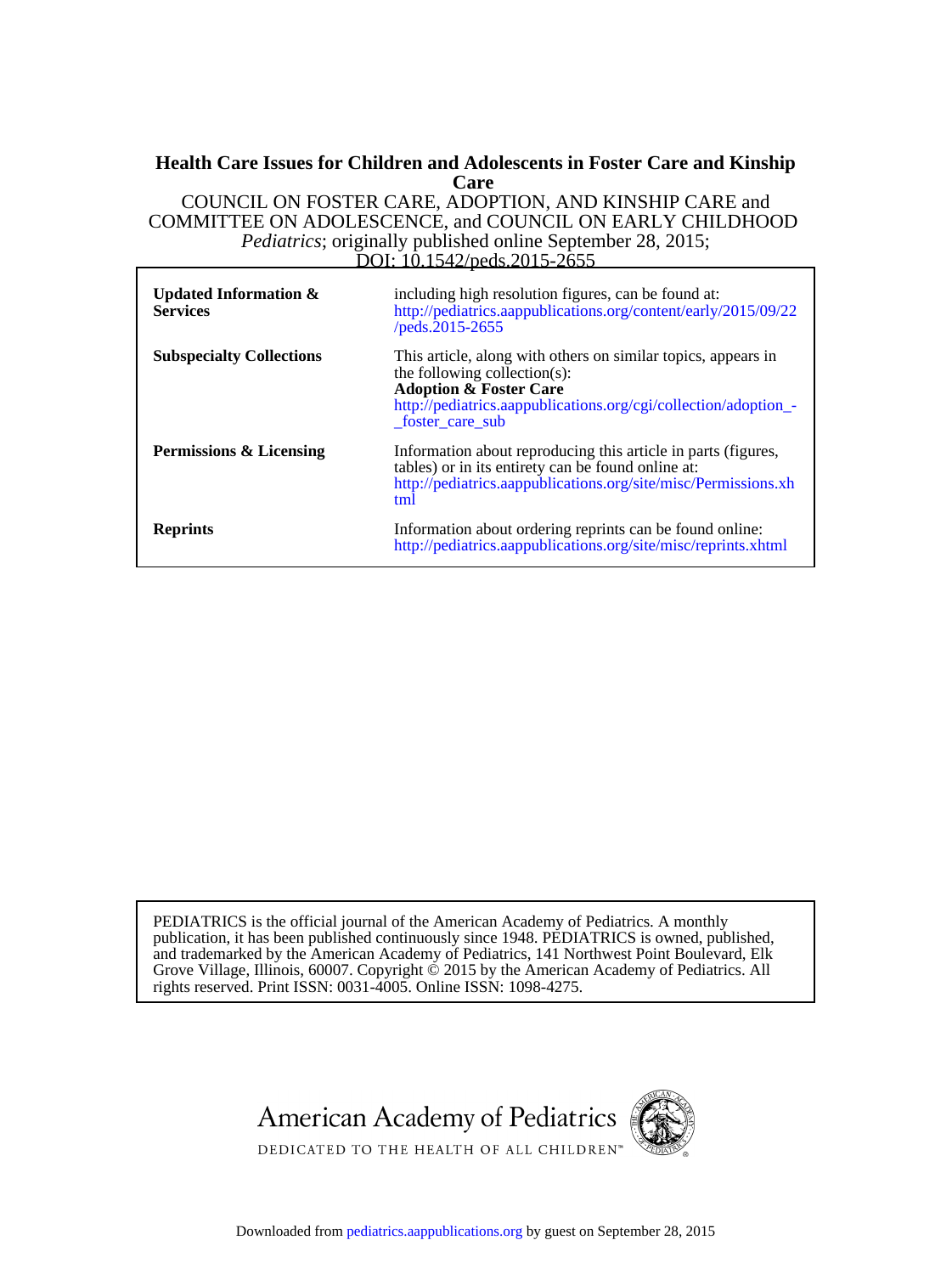# Health Care Issues for Children and Adolescents in Foster Care and Kinship Care

COUNCIL ON FOSTER CARE, ADOPTION, AND KINSHIP CARE and COMMITTEE ON ADOLESCENCE, and COUNCIL ON EARLY CHILDHOOD

*Pediatrics*; originally published online September 28, 2015;

DOI: 10.1542/peds.2015-2655

| | |
|---|---|
| **Updated Information & Services** | including high resolution figures, can be found at: http://pediatrics.aappublications.org/content/early/2015/09/22/peds.2015-2655 |
| **Subspecialty Collections** | This article, along with others on similar topics, appears in the following collection(s): **Adoption & Foster Care** http://pediatrics.aappublications.org/cgi/collection/adoption_-_foster_care_sub |
| **Permissions & Licensing** | Information about reproducing this article in parts (figures, tables) or in its entirety can be found online at: http://pediatrics.aappublications.org/site/misc/Permissions.xhtml |
| **Reprints** | Information about ordering reprints can be found online: http://pediatrics.aappublications.org/site/misc/reprints.xhtml |

PEDIATRICS is the official journal of the American Academy of Pediatrics. A monthly publication, it has been published continuously since 1948. PEDIATRICS is owned, published, and trademarked by the American Academy of Pediatrics, 141 Northwest Point Boulevard, Elk Grove Village, Illinois, 60007. Copyright © 2015 by the American Academy of Pediatrics. All rights reserved. Print ISSN: 0031-4005. Online ISSN: 1098-4275.

American Academy of Pediatrics

DEDICATED TO THE HEALTH OF ALL CHILDREN™

Downloaded from pediatrics.aappublications.org by guest on September 28, 2015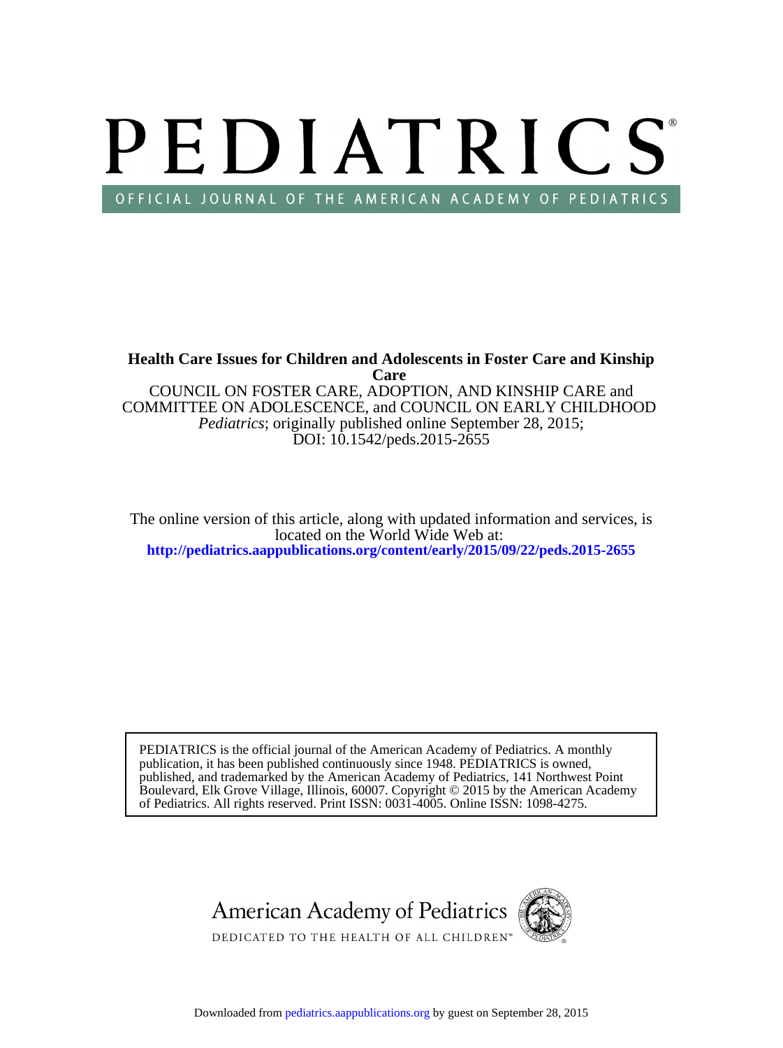# PEDIATRICS

OFFICIAL JOURNAL OF THE AMERICAN ACADEMY OF PEDIATRICS

**Health Care Issues for Children and Adolescents in Foster Care and Kinship Care**

COUNCIL ON FOSTER CARE, ADOPTION, AND KINSHIP CARE and COMMITTEE ON ADOLESCENCE, and COUNCIL ON EARLY CHILDHOOD

*Pediatrics*; originally published online September 28, 2015;

DOI: 10.1542/peds.2015-2655

The online version of this article, along with updated information and services, is located on the World Wide Web at:

**http://pediatrics.aappublications.org/content/early/2015/09/22/peds.2015-2655**

PEDIATRICS is the official journal of the American Academy of Pediatrics. A monthly publication, it has been published continuously since 1948. PEDIATRICS is owned, published, and trademarked by the American Academy of Pediatrics, 141 Northwest Point Boulevard, Elk Grove Village, Illinois, 60007. Copyright © 2015 by the American Academy of Pediatrics. All rights reserved. Print ISSN: 0031-4005. Online ISSN: 1098-4275.

American Academy of Pediatrics

DEDICATED TO THE HEALTH OF ALL CHILDREN™

Downloaded from pediatrics.aappublications.org by guest on September 28, 2015